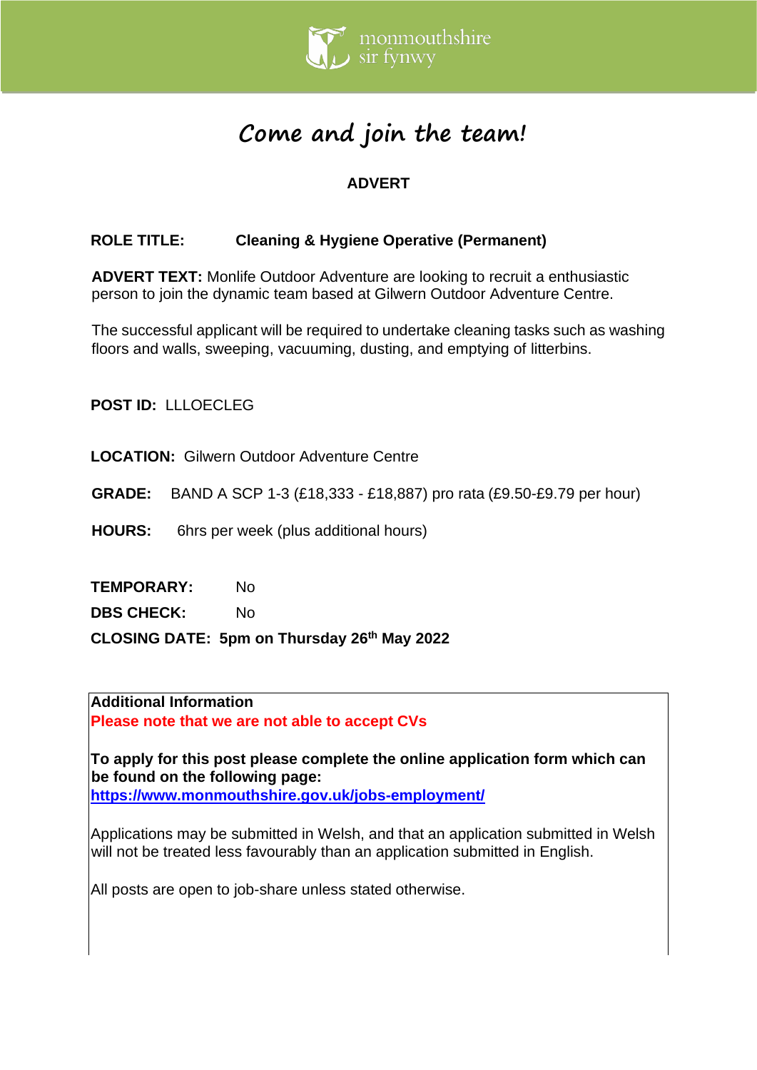monmouthshire
sir fynwy

# Come and join the team!

## ADVERT

**ROLE TITLE:** **Cleaning & Hygiene Operative (Permanent)**

**ADVERT TEXT:** Monlife Outdoor Adventure are looking to recruit a enthusiastic person to join the dynamic team based at Gilwern Outdoor Adventure Centre.

The successful applicant will be required to undertake cleaning tasks such as washing floors and walls, sweeping, vacuuming, dusting, and emptying of litterbins.

**POST ID:** LLLOECLEG

**LOCATION:** Gilwern Outdoor Adventure Centre

**GRADE:** BAND A SCP 1-3 (£18,333 - £18,887) pro rata (£9.50-£9.79 per hour)

**HOURS:** 6hrs per week (plus additional hours)

**TEMPORARY:** No

**DBS CHECK:** No

**CLOSING DATE: 5pm on Thursday 26th May 2022**

**Additional Information**

**Please note that we are not able to accept CVs**

**To apply for this post please complete the online application form which can be found on the following page:**
**https://www.monmouthshire.gov.uk/jobs-employment/**

Applications may be submitted in Welsh, and that an application submitted in Welsh will not be treated less favourably than an application submitted in English.

All posts are open to job-share unless stated otherwise.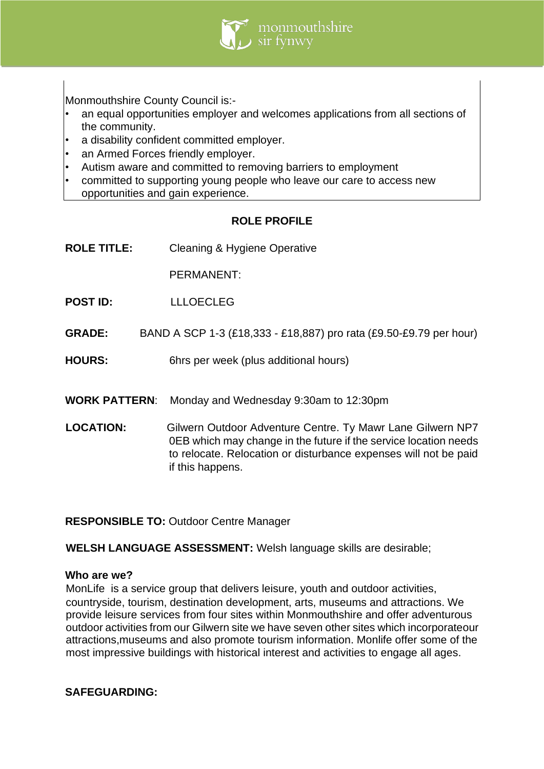Monmouthshire County Council is:-

- an equal opportunities employer and welcomes applications from all sections of the community.
- a disability confident committed employer.
- an Armed Forces friendly employer.
- Autism aware and committed to removing barriers to employment
- committed to supporting young people who leave our care to access new opportunities and gain experience.

## ROLE PROFILE

**ROLE TITLE:** Cleaning & Hygiene Operative

PERMANENT:

**POST ID:** LLLOECLEG

**GRADE:** BAND A SCP 1-3 (£18,333 - £18,887) pro rata (£9.50-£9.79 per hour)

**HOURS:** 6hrs per week (plus additional hours)

**WORK PATTERN**: Monday and Wednesday 9:30am to 12:30pm

**LOCATION:** Gilwern Outdoor Adventure Centre. Ty Mawr Lane Gilwern NP7 0EB which may change in the future if the service location needs to relocate. Relocation or disturbance expenses will not be paid if this happens.

**RESPONSIBLE TO:** Outdoor Centre Manager

**WELSH LANGUAGE ASSESSMENT:** Welsh language skills are desirable;

**Who are we?**

MonLife is a service group that delivers leisure, youth and outdoor activities, countryside, tourism, destination development, arts, museums and attractions. We provide leisure services from four sites within Monmouthshire and offer adventurous outdoor activities from our Gilwern site we have seven other sites which incorporateour attractions,museums and also promote tourism information. Monlife offer some of the most impressive buildings with historical interest and activities to engage all ages.

**SAFEGUARDING:**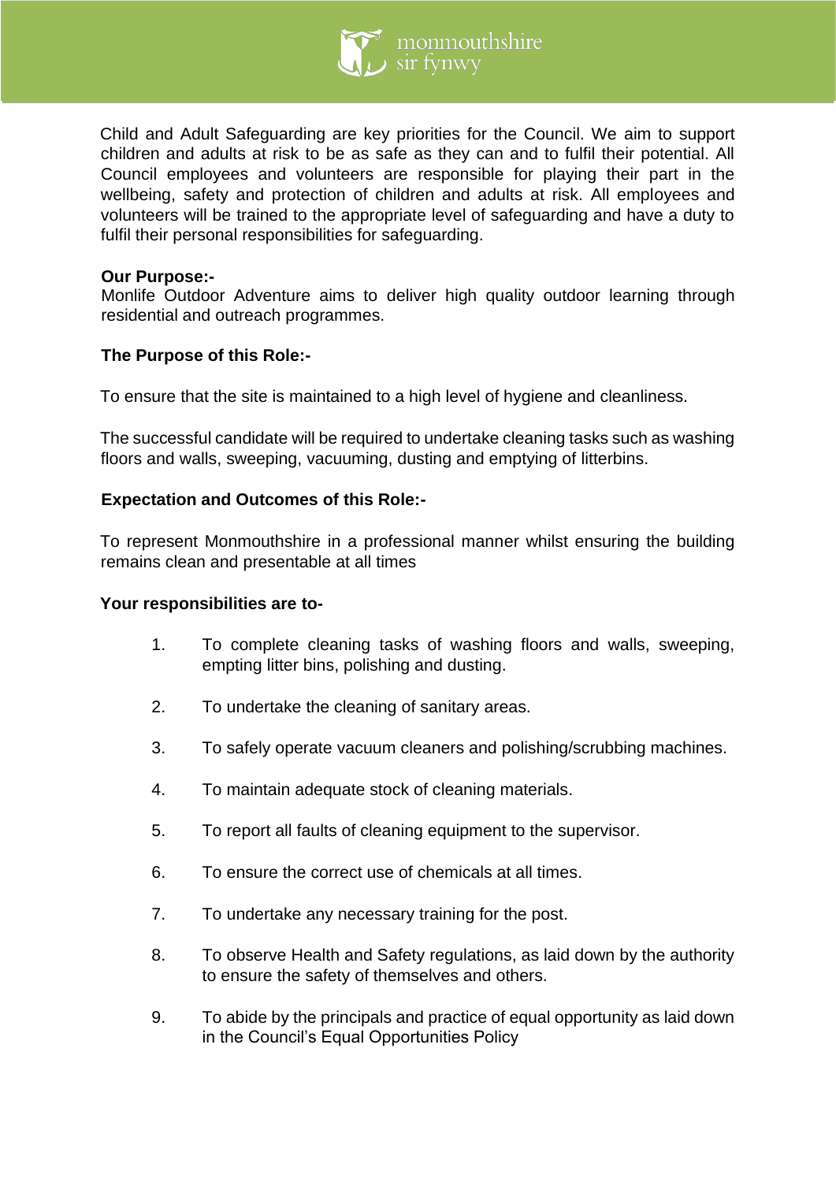Child and Adult Safeguarding are key priorities for the Council. We aim to support children and adults at risk to be as safe as they can and to fulfil their potential. All Council employees and volunteers are responsible for playing their part in the wellbeing, safety and protection of children and adults at risk. All employees and volunteers will be trained to the appropriate level of safeguarding and have a duty to fulfil their personal responsibilities for safeguarding.

**Our Purpose:-**
Monlife Outdoor Adventure aims to deliver high quality outdoor learning through residential and outreach programmes.

**The Purpose of this Role:-**

To ensure that the site is maintained to a high level of hygiene and cleanliness.

The successful candidate will be required to undertake cleaning tasks such as washing floors and walls, sweeping, vacuuming, dusting and emptying of litterbins.

**Expectation and Outcomes of this Role:-**

To represent Monmouthshire in a professional manner whilst ensuring the building remains clean and presentable at all times

**Your responsibilities are to-**

1. To complete cleaning tasks of washing floors and walls, sweeping, empting litter bins, polishing and dusting.

2. To undertake the cleaning of sanitary areas.

3. To safely operate vacuum cleaners and polishing/scrubbing machines.

4. To maintain adequate stock of cleaning materials.

5. To report all faults of cleaning equipment to the supervisor.

6. To ensure the correct use of chemicals at all times.

7. To undertake any necessary training for the post.

8. To observe Health and Safety regulations, as laid down by the authority to ensure the safety of themselves and others.

9. To abide by the principals and practice of equal opportunity as laid down in the Council's Equal Opportunities Policy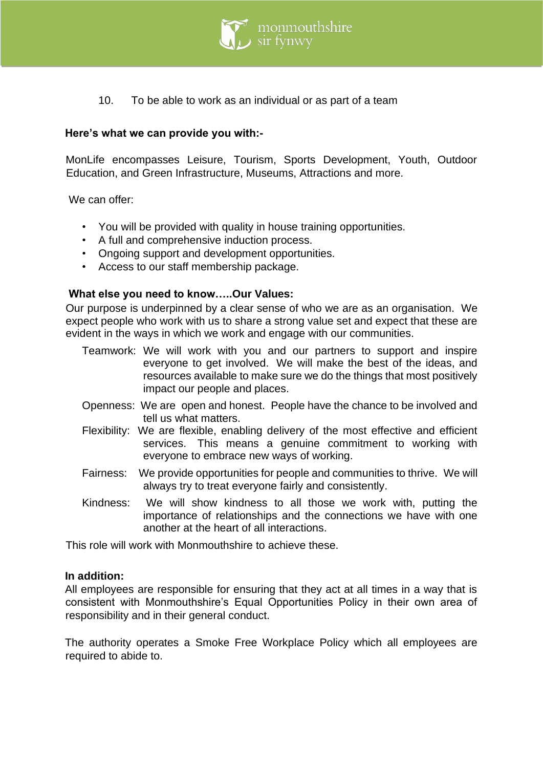10. To be able to work as an individual or as part of a team

**Here's what we can provide you with:-**

MonLife encompasses Leisure, Tourism, Sports Development, Youth, Outdoor Education, and Green Infrastructure, Museums, Attractions and more.

We can offer:

- You will be provided with quality in house training opportunities.
- A full and comprehensive induction process.
- Ongoing support and development opportunities.
- Access to our staff membership package.

**What else you need to know…..Our Values:**

Our purpose is underpinned by a clear sense of who we are as an organisation. We expect people who work with us to share a strong value set and expect that these are evident in the ways in which we work and engage with our communities.

Teamwork: We will work with you and our partners to support and inspire everyone to get involved. We will make the best of the ideas, and resources available to make sure we do the things that most positively impact our people and places.

Openness: We are open and honest. People have the chance to be involved and tell us what matters.

Flexibility: We are flexible, enabling delivery of the most effective and efficient services. This means a genuine commitment to working with everyone to embrace new ways of working.

Fairness: We provide opportunities for people and communities to thrive. We will always try to treat everyone fairly and consistently.

Kindness: We will show kindness to all those we work with, putting the importance of relationships and the connections we have with one another at the heart of all interactions.

This role will work with Monmouthshire to achieve these.

**In addition:**

All employees are responsible for ensuring that they act at all times in a way that is consistent with Monmouthshire's Equal Opportunities Policy in their own area of responsibility and in their general conduct.

The authority operates a Smoke Free Workplace Policy which all employees are required to abide to.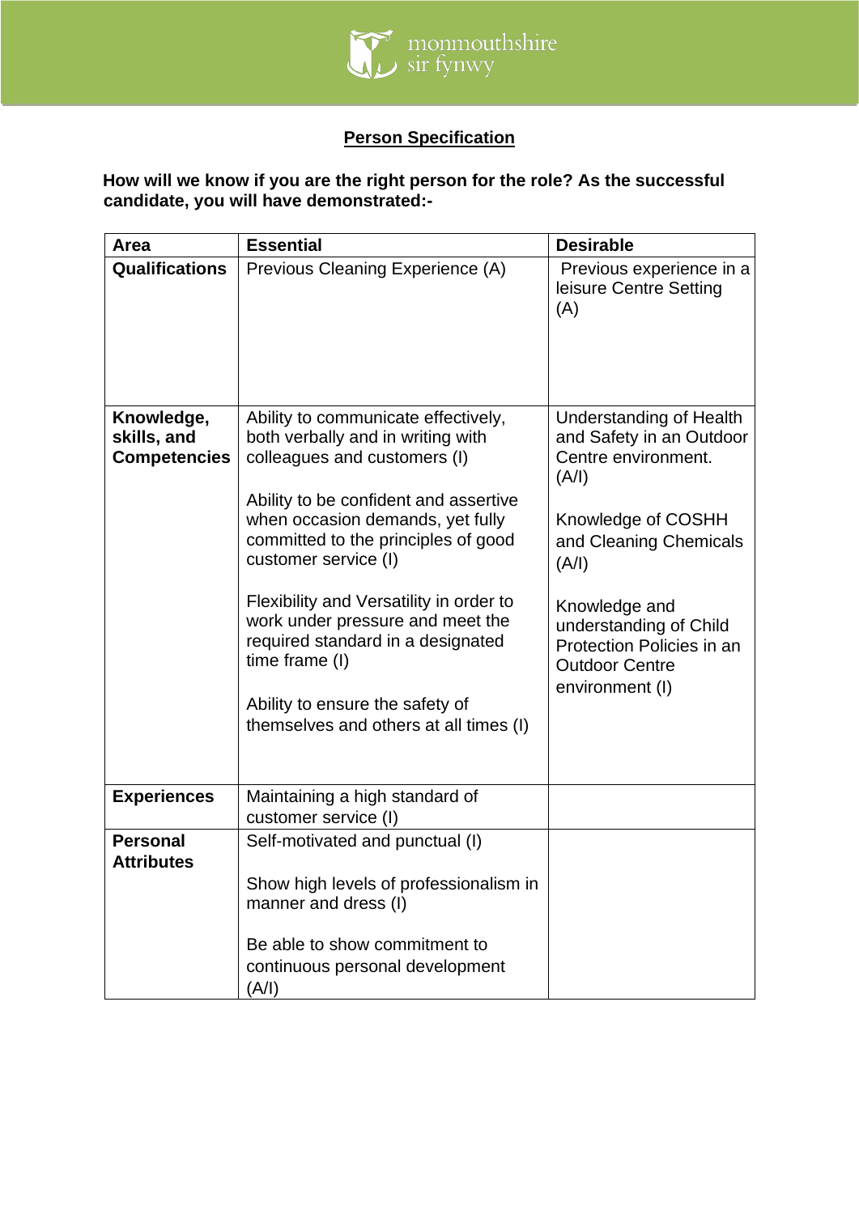## Person Specification

**How will we know if you are the right person for the role? As the successful candidate, you will have demonstrated:-**

| Area | Essential | Desirable |
|---|---|---|
| **Qualifications** | Previous Cleaning Experience (A) | Previous experience in a leisure Centre Setting (A) |
| **Knowledge, skills, and Competencies** | Ability to communicate effectively, both verbally and in writing with colleagues and customers (I)<br><br>Ability to be confident and assertive when occasion demands, yet fully committed to the principles of good customer service (I)<br><br>Flexibility and Versatility in order to work under pressure and meet the required standard in a designated time frame (I)<br><br>Ability to ensure the safety of themselves and others at all times (I) | Understanding of Health and Safety in an Outdoor Centre environment. (A/I)<br><br>Knowledge of COSHH and Cleaning Chemicals (A/I)<br><br>Knowledge and understanding of Child Protection Policies in an Outdoor Centre environment (I) |
| **Experiences** | Maintaining a high standard of customer service (I) | |
| **Personal Attributes** | Self-motivated and punctual (I)<br><br>Show high levels of professionalism in manner and dress (I)<br><br>Be able to show commitment to continuous personal development (A/I) | |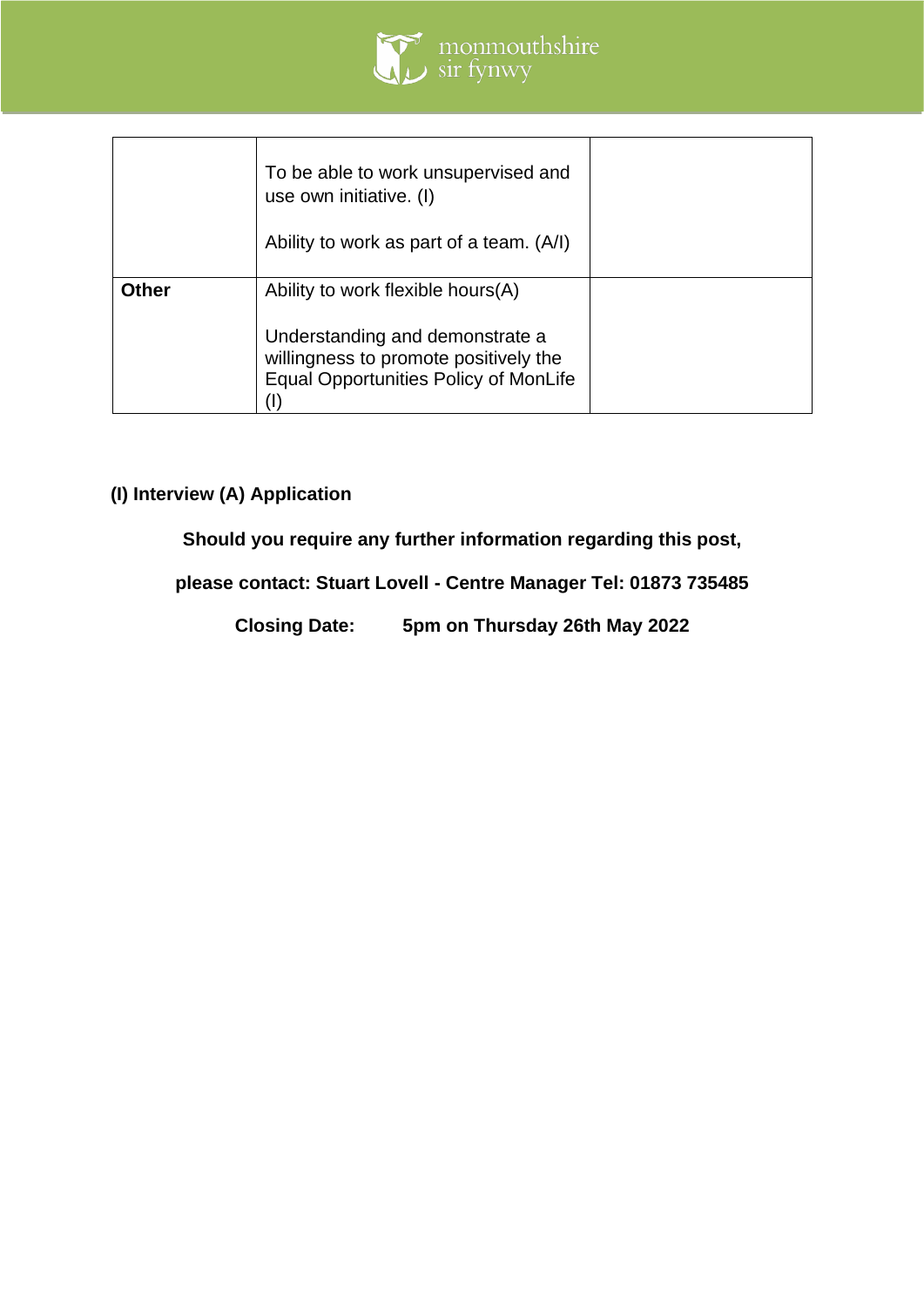| | | |
|---|---|---|
| | To be able to work unsupervised and use own initiative. (I)<br><br>Ability to work as part of a team. (A/I) | |
| **Other** | Ability to work flexible hours(A)<br><br>Understanding and demonstrate a willingness to promote positively the Equal Opportunities Policy of MonLife (I) | |

**(I) Interview (A) Application**

**Should you require any further information regarding this post,**

**please contact: Stuart Lovell - Centre Manager Tel: 01873 735485**

**Closing Date: 5pm on Thursday 26th May 2022**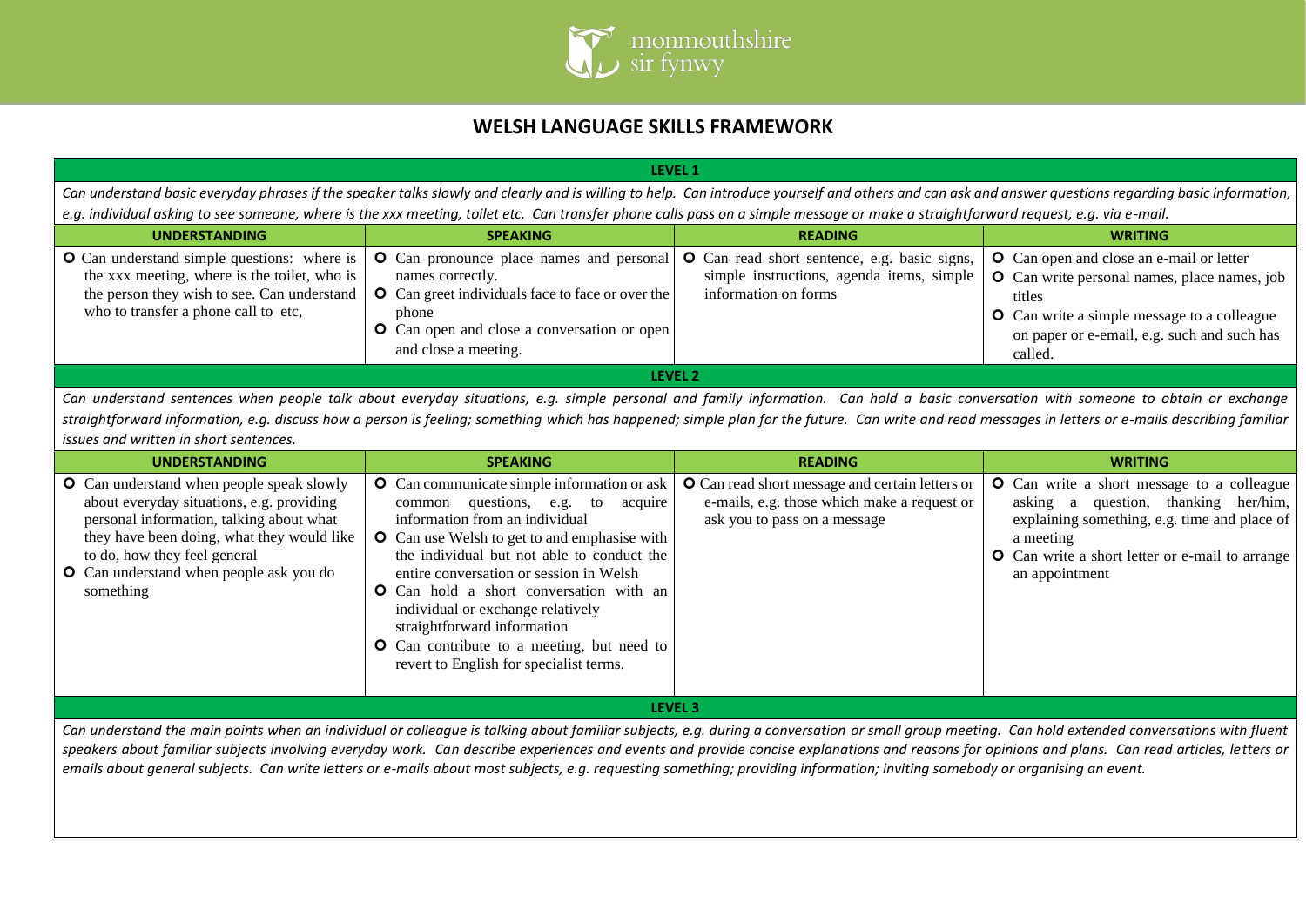monmouthshire
sir fynwy

# WELSH LANGUAGE SKILLS FRAMEWORK

## LEVEL 1

*Can understand basic everyday phrases if the speaker talks slowly and clearly and is willing to help. Can introduce yourself and others and can ask and answer questions regarding basic information, e.g. individual asking to see someone, where is the xxx meeting, toilet etc. Can transfer phone calls pass on a simple message or make a straightforward request, e.g. via e-mail.*

| UNDERSTANDING | SPEAKING | READING | WRITING |
|---|---|---|---|
| • Can understand simple questions: where is the xxx meeting, where is the toilet, who is the person they wish to see. Can understand who to transfer a phone call to etc, | • Can pronounce place names and personal names correctly.<br>• Can greet individuals face to face or over the phone<br>• Can open and close a conversation or open and close a meeting. | • Can read short sentence, e.g. basic signs, simple instructions, agenda items, simple information on forms | • Can open and close an e-mail or letter<br>• Can write personal names, place names, job titles<br>• Can write a simple message to a colleague on paper or e-mail, e.g. such and such has called. |

## LEVEL 2

*Can understand sentences when people talk about everyday situations, e.g. simple personal and family information. Can hold a basic conversation with someone to obtain or exchange straightforward information, e.g. discuss how a person is feeling; something which has happened; simple plan for the future. Can write and read messages in letters or e-mails describing familiar issues and written in short sentences.*

| UNDERSTANDING | SPEAKING | READING | WRITING |
|---|---|---|---|
| • Can understand when people speak slowly about everyday situations, e.g. providing personal information, talking about what they have been doing, what they would like to do, how they feel general<br>• Can understand when people ask you do something | • Can communicate simple information or ask common questions, e.g. to acquire information from an individual<br>• Can use Welsh to get to and emphasise with the individual but not able to conduct the entire conversation or session in Welsh<br>• Can hold a short conversation with an individual or exchange relatively straightforward information<br>• Can contribute to a meeting, but need to revert to English for specialist terms. | • Can read short message and certain letters or e-mails, e.g. those which make a request or ask you to pass on a message | • Can write a short message to a colleague asking a question, thanking her/him, explaining something, e.g. time and place of a meeting<br>• Can write a short letter or e-mail to arrange an appointment |

## LEVEL 3

*Can understand the main points when an individual or colleague is talking about familiar subjects, e.g. during a conversation or small group meeting. Can hold extended conversations with fluent speakers about familiar subjects involving everyday work. Can describe experiences and events and provide concise explanations and reasons for opinions and plans. Can read articles, letters or emails about general subjects. Can write letters or e-mails about most subjects, e.g. requesting something; providing information; inviting somebody or organising an event.*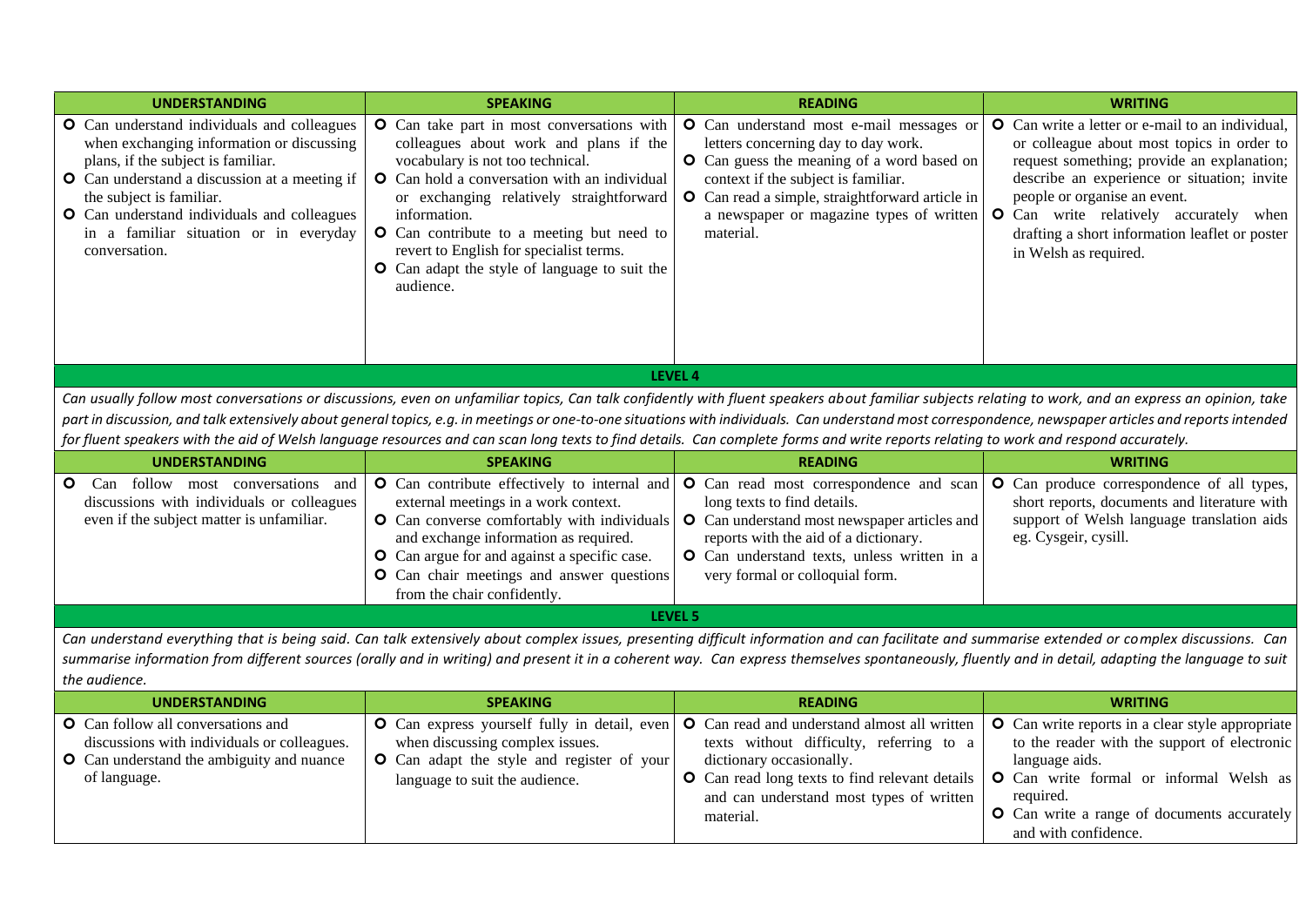| UNDERSTANDING | SPEAKING | READING | WRITING |
|---|---|---|---|
| • Can understand individuals and colleagues when exchanging information or discussing plans, if the subject is familiar.<br>• Can understand a discussion at a meeting if the subject is familiar.<br>• Can understand individuals and colleagues in a familiar situation or in everyday conversation. | • Can take part in most conversations with colleagues about work and plans if the vocabulary is not too technical.<br>• Can hold a conversation with an individual or exchanging relatively straightforward information.<br>• Can contribute to a meeting but need to revert to English for specialist terms.<br>• Can adapt the style of language to suit the audience. | • Can understand most e-mail messages or letters concerning day to day work.<br>• Can guess the meaning of a word based on context if the subject is familiar.<br>• Can read a simple, straightforward article in a newspaper or magazine types of written material. | • Can write a letter or e-mail to an individual, or colleague about most topics in order to request something; provide an explanation; describe an experience or situation; invite people or organise an event.<br>• Can write relatively accurately when drafting a short information leaflet or poster in Welsh as required. |

**LEVEL 4**

*Can usually follow most conversations or discussions, even on unfamiliar topics, Can talk confidently with fluent speakers about familiar subjects relating to work, and an express an opinion, take part in discussion, and talk extensively about general topics, e.g. in meetings or one-to-one situations with individuals. Can understand most correspondence, newspaper articles and reports intended for fluent speakers with the aid of Welsh language resources and can scan long texts to find details. Can complete forms and write reports relating to work and respond accurately.*

| UNDERSTANDING | SPEAKING | READING | WRITING |
|---|---|---|---|
| • Can follow most conversations and discussions with individuals or colleagues even if the subject matter is unfamiliar. | • Can contribute effectively to internal and external meetings in a work context.<br>• Can converse comfortably with individuals and exchange information as required.<br>• Can argue for and against a specific case.<br>• Can chair meetings and answer questions from the chair confidently. | • Can read most correspondence and scan long texts to find details.<br>• Can understand most newspaper articles and reports with the aid of a dictionary.<br>• Can understand texts, unless written in a very formal or colloquial form. | • Can produce correspondence of all types, short reports, documents and literature with support of Welsh language translation aids eg. Cysgeir, cysill. |

**LEVEL 5**

*Can understand everything that is being said. Can talk extensively about complex issues, presenting difficult information and can facilitate and summarise extended or complex discussions. Can summarise information from different sources (orally and in writing) and present it in a coherent way. Can express themselves spontaneously, fluently and in detail, adapting the language to suit the audience.*

| UNDERSTANDING | SPEAKING | READING | WRITING |
|---|---|---|---|
| • Can follow all conversations and discussions with individuals or colleagues.<br>• Can understand the ambiguity and nuance of language. | • Can express yourself fully in detail, even when discussing complex issues.<br>• Can adapt the style and register of your language to suit the audience. | • Can read and understand almost all written texts without difficulty, referring to a dictionary occasionally.<br>• Can read long texts to find relevant details and can understand most types of written material. | • Can write reports in a clear style appropriate to the reader with the support of electronic language aids.<br>• Can write formal or informal Welsh as required.<br>• Can write a range of documents accurately and with confidence. |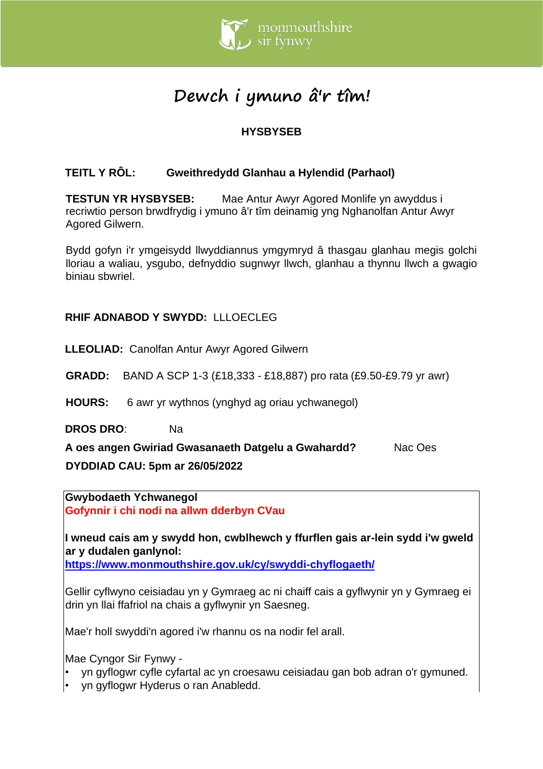# Dewch i ymuno â'r tîm!

**HYSBYSEB**

**TEITL Y RÔL:** **Gweithredydd Glanhau a Hylendid (Parhaol)**

**TESTUN YR HYSBYSEB:** Mae Antur Awyr Agored Monlife yn awyddus i recriwtio person brwdfrydig i ymuno â'r tîm deinamig yng Nghanolfan Antur Awyr Agored Gilwern.

Bydd gofyn i'r ymgeisydd llwyddiannus ymgymryd â thasgau glanhau megis golchi lloriau a waliau, ysgubo, defnyddio sugnwyr llwch, glanhau a thynnu llwch a gwagio biniau sbwriel.

**RHIF ADNABOD Y SWYDD:** LLLOECLEG

**LLEOLIAD:** Canolfan Antur Awyr Agored Gilwern

**GRADD:** BAND A SCP 1-3 (£18,333 - £18,887) pro rata (£9.50-£9.79 yr awr)

**HOURS:** 6 awr yr wythnos (ynghyd ag oriau ychwanegol)

**DROS DRO**: Na

**A oes angen Gwiriad Gwasanaeth Datgelu a Gwahardd?** Nac Oes

**DYDDIAD CAU: 5pm ar 26/05/2022**

**Gwybodaeth Ychwanegol**
**Gofynnir i chi nodi na allwn dderbyn CVau**

**I wneud cais am y swydd hon, cwblhewch y ffurflen gais ar-lein sydd i'w gweld ar y dudalen ganlynol:**
**https://www.monmouthshire.gov.uk/cy/swyddi-chyflogaeth/**

Gellir cyflwyno ceisiadau yn y Gymraeg ac ni chaiff cais a gyflwynir yn y Gymraeg ei drin yn llai ffafriol na chais a gyflwynir yn Saesneg.

Mae'r holl swyddi'n agored i'w rhannu os na nodir fel arall.

Mae Cyngor Sir Fynwy -
- yn gyflogwr cyfle cyfartal ac yn croesawu ceisiadau gan bob adran o'r gymuned.
- yn gyflogwr Hyderus o ran Anabledd.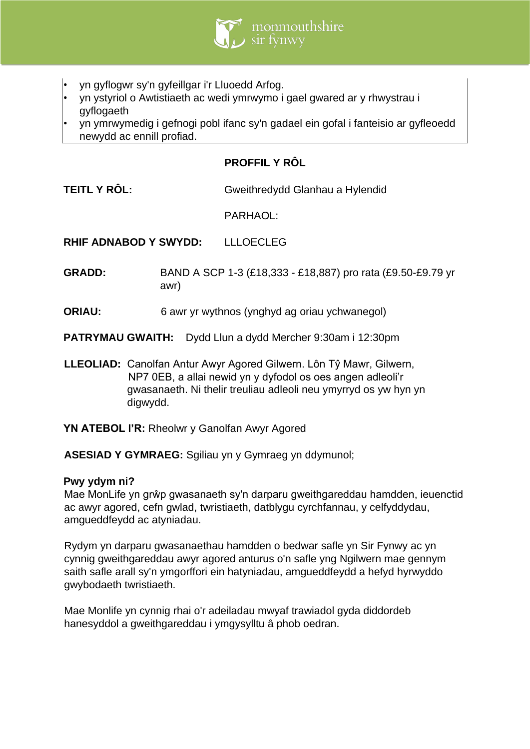- yn gyflogwr sy'n gyfeillgar i'r Lluoedd Arfog.
- yn ystyriol o Awtistiaeth ac wedi ymrwymo i gael gwared ar y rhwystrau i gyflogaeth
- yn ymrwymedig i gefnogi pobl ifanc sy'n gadael ein gofal i fanteisio ar gyfleoedd newydd ac ennill profiad.

## PROFFIL Y RÔL

**TEITL Y RÔL:** Gweithredydd Glanhau a Hylendid

PARHAOL:

**RHIF ADNABOD Y SWYDD:** LLLOECLEG

**GRADD:** BAND A SCP 1-3 (£18,333 - £18,887) pro rata (£9.50-£9.79 yr awr)

**ORIAU:** 6 awr yr wythnos (ynghyd ag oriau ychwanegol)

**PATRYMAU GWAITH:** Dydd Llun a dydd Mercher 9:30am i 12:30pm

**LLEOLIAD:** Canolfan Antur Awyr Agored Gilwern. Lôn Tŷ Mawr, Gilwern, NP7 0EB, a allai newid yn y dyfodol os oes angen adleoli'r gwasanaeth. Ni thelir treuliau adleoli neu ymyrryd os yw hyn yn digwydd.

**YN ATEBOL I'R:** Rheolwr y Ganolfan Awyr Agored

**ASESIAD Y GYMRAEG:** Sgiliau yn y Gymraeg yn ddymunol;

**Pwy ydym ni?**

Mae MonLife yn grŵp gwasanaeth sy'n darparu gweithgareddau hamdden, ieuenctid ac awyr agored, cefn gwlad, twristiaeth, datblygu cyrchfannau, y celfyddydau, amgueddfeydd ac atyniadau.

Rydym yn darparu gwasanaethau hamdden o bedwar safle yn Sir Fynwy ac yn cynnig gweithgareddau awyr agored anturus o'n safle yng Ngilwern mae gennym saith safle arall sy'n ymgorffori ein hatyniadau, amgueddfeydd a hefyd hyrwyddo gwybodaeth twristiaeth.

Mae Monlife yn cynnig rhai o'r adeiladau mwyaf trawiadol gyda diddordeb hanesyddol a gweithgareddau i ymgysylltu â phob oedran.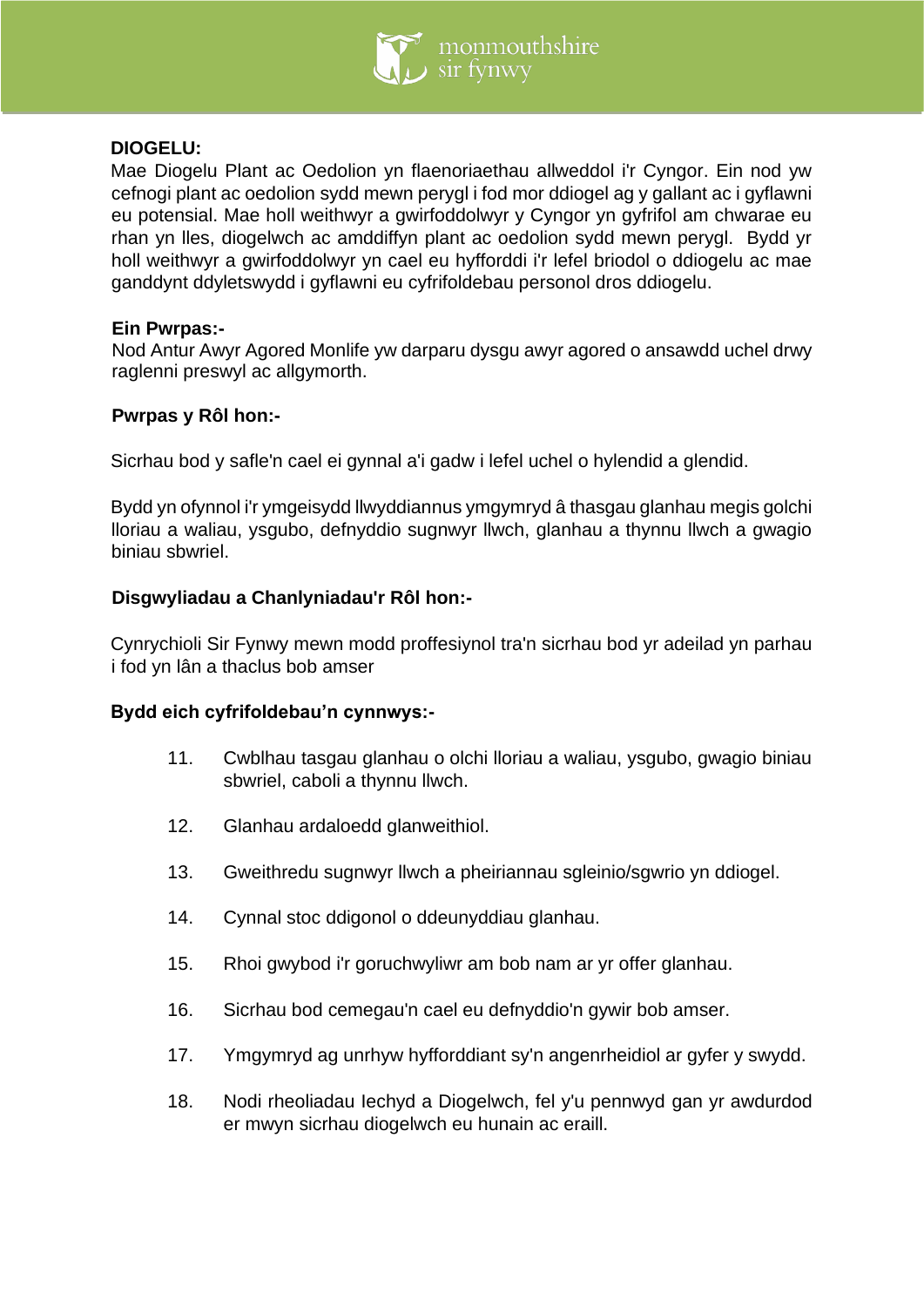**DIOGELU:**

Mae Diogelu Plant ac Oedolion yn flaenoriaethau allweddol i'r Cyngor. Ein nod yw cefnogi plant ac oedolion sydd mewn perygl i fod mor ddiogel ag y gallant ac i gyflawni eu potensial. Mae holl weithwyr a gwirfoddolwyr y Cyngor yn gyfrifol am chwarae eu rhan yn lles, diogelwch ac amddiffyn plant ac oedolion sydd mewn perygl. Bydd yr holl weithwyr a gwirfoddolwyr yn cael eu hyfforddi i'r lefel briodol o ddiogelu ac mae ganddynt ddyletswydd i gyflawni eu cyfrifoldebau personol dros ddiogelu.

**Ein Pwrpas:-**

Nod Antur Awyr Agored Monlife yw darparu dysgu awyr agored o ansawdd uchel drwy raglenni preswyl ac allgymorth.

**Pwrpas y Rôl hon:-**

Sicrhau bod y safle'n cael ei gynnal a'i gadw i lefel uchel o hylendid a glendid.

Bydd yn ofynnol i'r ymgeisydd llwyddiannus ymgymryd â thasgau glanhau megis golchi lloriau a waliau, ysgubo, defnyddio sugnwyr llwch, glanhau a thynnu llwch a gwagio biniau sbwriel.

**Disgwyliadau a Chanlyniadau'r Rôl hon:-**

Cynrychioli Sir Fynwy mewn modd proffesiynol tra'n sicrhau bod yr adeilad yn parhau i fod yn lân a thaclus bob amser

**Bydd eich cyfrifoldebau'n cynnwys:-**

11. Cwblhau tasgau glanhau o olchi lloriau a waliau, ysgubo, gwagio biniau sbwriel, caboli a thynnu llwch.
12. Glanhau ardaloedd glanweithiol.
13. Gweithredu sugnwyr llwch a pheiriannau sgleinio/sgwrio yn ddiogel.
14. Cynnal stoc ddigonol o ddeunyddiau glanhau.
15. Rhoi gwybod i'r goruchwyliwr am bob nam ar yr offer glanhau.
16. Sicrhau bod cemegau'n cael eu defnyddio'n gywir bob amser.
17. Ymgymryd ag unrhyw hyfforddiant sy'n angenrheidiol ar gyfer y swydd.
18. Nodi rheoliadau Iechyd a Diogelwch, fel y'u pennwyd gan yr awdurdod er mwyn sicrhau diogelwch eu hunain ac eraill.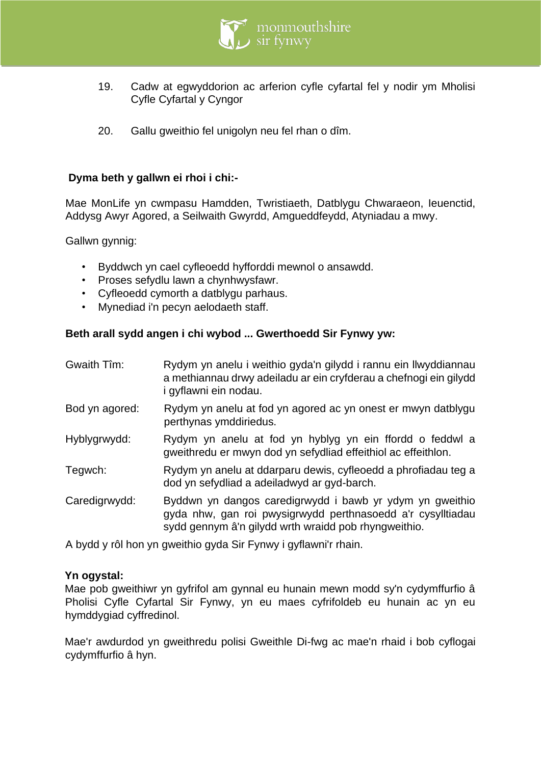19. Cadw at egwyddorion ac arferion cyfle cyfartal fel y nodir ym Mholisi Cyfle Cyfartal y Cyngor

20. Gallu gweithio fel unigolyn neu fel rhan o dîm.

**Dyma beth y gallwn ei rhoi i chi:-**

Mae MonLife yn cwmpasu Hamdden, Twristiaeth, Datblygu Chwaraeon, Ieuenctid, Addysg Awyr Agored, a Seilwaith Gwyrdd, Amgueddfeydd, Atyniadau a mwy.

Gallwn gynnig:

- Byddwch yn cael cyfleoedd hyfforddi mewnol o ansawdd.
- Proses sefydlu lawn a chynhwysfawr.
- Cyfleoedd cymorth a datblygu parhaus.
- Mynediad i'n pecyn aelodaeth staff.

**Beth arall sydd angen i chi wybod ... Gwerthoedd Sir Fynwy yw:**

| | |
|---|---|
| Gwaith Tîm: | Rydym yn anelu i weithio gyda'n gilydd i rannu ein llwyddiannau a methiannau drwy adeiladu ar ein cryfderau a chefnogi ein gilydd i gyflawni ein nodau. |
| Bod yn agored: | Rydym yn anelu at fod yn agored ac yn onest er mwyn datblygu perthynas ymddiriedus. |
| Hyblygrwydd: | Rydym yn anelu at fod yn hyblyg yn ein ffordd o feddwl a gweithredu er mwyn dod yn sefydliad effeithiol ac effeithlon. |
| Tegwch: | Rydym yn anelu at ddarparu dewis, cyfleoedd a phrofiadau teg a dod yn sefydliad a adeiladwyd ar gyd-barch. |
| Caredigrwydd: | Byddwn yn dangos caredigrwydd i bawb yr ydym yn gweithio gyda nhw, gan roi pwysigrwydd perthnasoedd a'r cysylltiadau sydd gennym â'n gilydd wrth wraidd pob rhyngweithio. |

A bydd y rôl hon yn gweithio gyda Sir Fynwy i gyflawni'r rhain.

**Yn ogystal:**
Mae pob gweithiwr yn gyfrifol am gynnal eu hunain mewn modd sy'n cydymffurfio â Pholisi Cyfle Cyfartal Sir Fynwy, yn eu maes cyfrifoldeb eu hunain ac yn eu hymddygiad cyffredinol.

Mae'r awdurdod yn gweithredu polisi Gweithle Di-fwg ac mae'n rhaid i bob cyflogai cydymffurfio â hyn.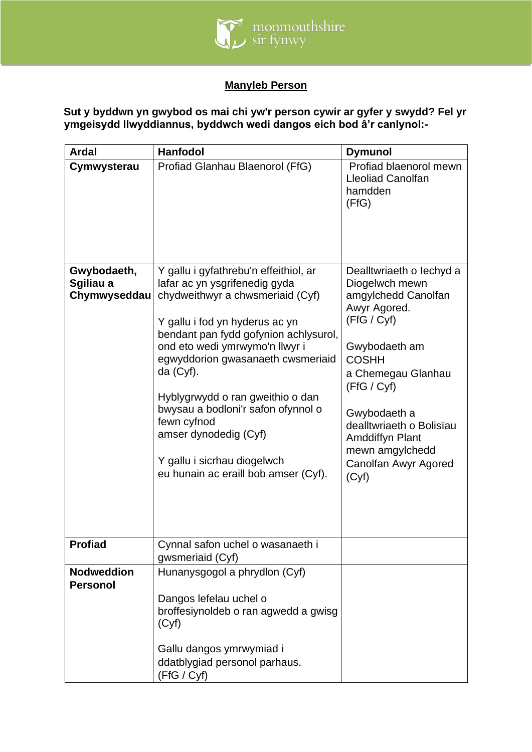## Manyleb Person

**Sut y byddwn yn gwybod os mai chi yw'r person cywir ar gyfer y swydd? Fel yr ymgeisydd llwyddiannus, byddwch wedi dangos eich bod â'r canlynol:-**

| Ardal | Hanfodol | Dymunol |
|---|---|---|
| **Cymwysterau** | Profiad Glanhau Blaenorol (FfG) | Profiad blaenorol mewn Lleoliad Canolfan hamdden (FfG) |
| **Gwybodaeth, Sgiliau a Chymwyseddau** | Y gallu i gyfathrebu'n effeithiol, ar lafar ac yn ysgrifenedig gyda chydweithwyr a chwsmeriaid (Cyf)<br><br>Y gallu i fod yn hyderus ac yn bendant pan fydd gofynion achlysurol, ond eto wedi ymrwymo'n llwyr i egwyddorion gwasanaeth cwsmeriaid da (Cyf).<br><br>Hyblygrwydd o ran gweithio o dan bwysau a bodloni'r safon ofynnol o fewn cyfnod amser dynodedig (Cyf)<br><br>Y gallu i sicrhau diogelwch eu hunain ac eraill bob amser (Cyf). | Dealltwriaeth o Iechyd a Diogelwch mewn amgylchedd Canolfan Awyr Agored. (FfG / Cyf)<br><br>Gwybodaeth am COSHH a Chemegau Glanhau (FfG / Cyf)<br><br>Gwybodaeth a dealltwriaeth o Bolisïau Amddiffyn Plant mewn amgylchedd Canolfan Awyr Agored (Cyf) |
| **Profiad** | Cynnal safon uchel o wasanaeth i gwsmeriaid (Cyf) | |
| **Nodweddion Personol** | Hunanysgogol a phrydlon (Cyf)<br><br>Dangos lefelau uchel o broffesiynoldeb o ran agwedd a gwisg (Cyf)<br><br>Gallu dangos ymrwymiad i ddatblygiad personol parhaus. (FfG / Cyf) | |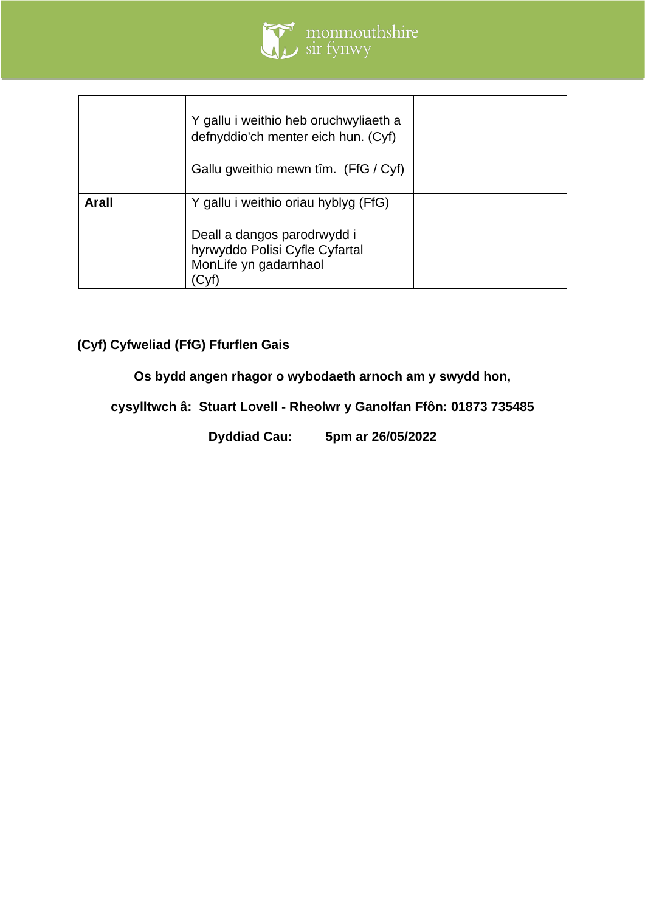| | | |
|---|---|---|
| | Y gallu i weithio heb oruchwyliaeth a defnyddio'ch menter eich hun. (Cyf)<br><br>Gallu gweithio mewn tîm.  (FfG / Cyf) | |
| **Arall** | Y gallu i weithio oriau hyblyg (FfG)<br><br>Deall a dangos parodrwydd i hyrwyddo Polisi Cyfle Cyfartal MonLife yn gadarnhaol (Cyf) | |

**(Cyf) Cyfweliad (FfG) Ffurflen Gais**

**Os bydd angen rhagor o wybodaeth arnoch am y swydd hon,**

**cysylltwch â:  Stuart Lovell - Rheolwr y Ganolfan Ffôn: 01873 735485**

**Dyddiad Cau:        5pm ar 26/05/2022**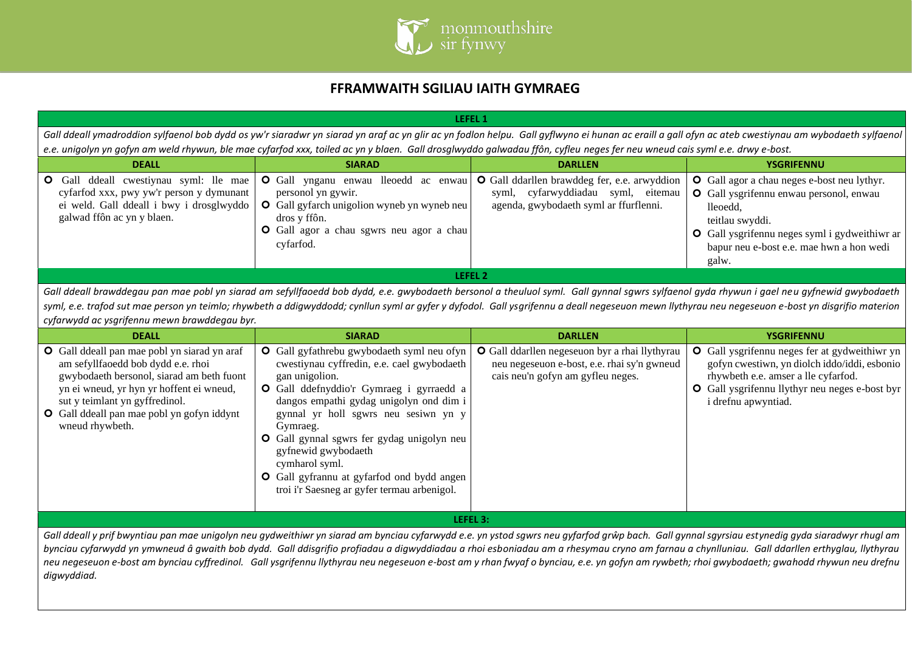# FFRAMWAITH SGILIAU IAITH GYMRAEG

## LEFEL 1

*Gall ddeall ymadroddion sylfaenol bob dydd os yw'r siaradwr yn siarad yn araf ac yn glir ac yn fodlon helpu. Gall gyflwyno ei hunan ac eraill a gall ofyn ac ateb cwestiynau am wybodaeth sylfaenol e.e. unigolyn yn gofyn am weld rhywun, ble mae cyfarfod xxx, toiled ac yn y blaen. Gall drosglwyddo galwadau ffôn, cyfleu neges fer neu wneud cais syml e.e. drwy e-bost.*

| DEALL | SIARAD | DARLLEN | YSGRIFENNU |
|---|---|---|---|
| • Gall ddeall cwestiynau syml: lle mae cyfarfod xxx, pwy yw'r person y dymunant ei weld. Gall ddeall i bwy i drosglwyddo galwad ffôn ac yn y blaen. | • Gall ynganu enwau lleoedd ac enwau personol yn gywir.<br>• Gall gyfarch unigolion wyneb yn wyneb neu dros y ffôn.<br>• Gall agor a chau sgwrs neu agor a chau cyfarfod. | • Gall ddarllen brawddeg fer, e.e. arwyddion syml, cyfarwyddiadau syml, eitemau agenda, gwybodaeth syml ar ffurflenni. | • Gall agor a chau neges e-bost neu lythyr.<br>• Gall ysgrifennu enwau personol, enwau lleoedd, teitlau swyddi.<br>• Gall ysgrifennu neges syml i gydweithiwr ar bapur neu e-bost e.e. mae hwn a hon wedi galw. |

## LEFEL 2

*Gall ddeall brawddegau pan mae pobl yn siarad am sefyllfaoedd bob dydd, e.e. gwybodaeth bersonol a theuluol syml. Gall gynnal sgwrs sylfaenol gyda rhywun i gael neu gyfnewid gwybodaeth syml, e.e. trafod sut mae person yn teimlo; rhywbeth a ddigwyddodd; cynllun syml ar gyfer y dyfodol. Gall ysgrifennu a deall negeseuon mewn llythyrau neu negeseuon e-bost yn disgrifio materion cyfarwydd ac ysgrifennu mewn brawddegau byr.*

| DEALL | SIARAD | DARLLEN | YSGRIFENNU |
|---|---|---|---|
| • Gall ddeall pan mae pobl yn siarad yn araf am sefyllfaoedd bob dydd e.e. rhoi gwybodaeth bersonol, siarad am beth fuont yn ei wneud, yr hyn yr hoffent ei wneud, sut y teimlant yn gyffredinol.<br>• Gall ddeall pan mae pobl yn gofyn iddynt wneud rhywbeth. | • Gall gyfathrebu gwybodaeth syml neu ofyn cwestiynau cyffredin, e.e. cael gwybodaeth gan unigolion.<br>• Gall ddefnyddio'r Gymraeg i gyrraedd a dangos empathi gydag unigolyn ond dim i gynnal yr holl sgwrs neu sesiwn yn y Gymraeg.<br>• Gall gynnal sgwrs fer gydag unigolyn neu gyfnewid gwybodaeth cymharol syml.<br>• Gall gyfrannu at gyfarfod ond bydd angen troi i'r Saesneg ar gyfer termau arbenigol. | • Gall ddarllen negeseuon byr a rhai llythyrau neu negeseuon e-bost, e.e. rhai sy'n gwneud cais neu'n gofyn am gyfleu neges. | • Gall ysgrifennu neges fer at gydweithiwr yn gofyn cwestiwn, yn diolch iddo/iddi, esbonio rhywbeth e.e. amser a lle cyfarfod.<br>• Gall ysgrifennu llythyr neu neges e-bost byr i drefnu apwyntiad. |

## LEFEL 3:

*Gall ddeall y prif bwyntiau pan mae unigolyn neu gydweithiwr yn siarad am bynciau cyfarwydd e.e. yn ystod sgwrs neu gyfarfod grŵp bach. Gall gynnal sgyrsiau estynedig gyda siaradwyr rhugl am bynciau cyfarwydd yn ymwneud â gwaith bob dydd. Gall ddisgrifio profiadau a digwyddiadau a rhoi esboniadau am a rhesymau cryno am farnau a chynlluniau. Gall ddarllen erthyglau, llythyrau neu negeseuon e-bost am bynciau cyffredinol. Gall ysgrifennu llythyrau neu negeseuon e-bost am y rhan fwyaf o bynciau, e.e. yn gofyn am rywbeth; rhoi gwybodaeth; gwahodd rhywun neu drefnu digwyddiad.*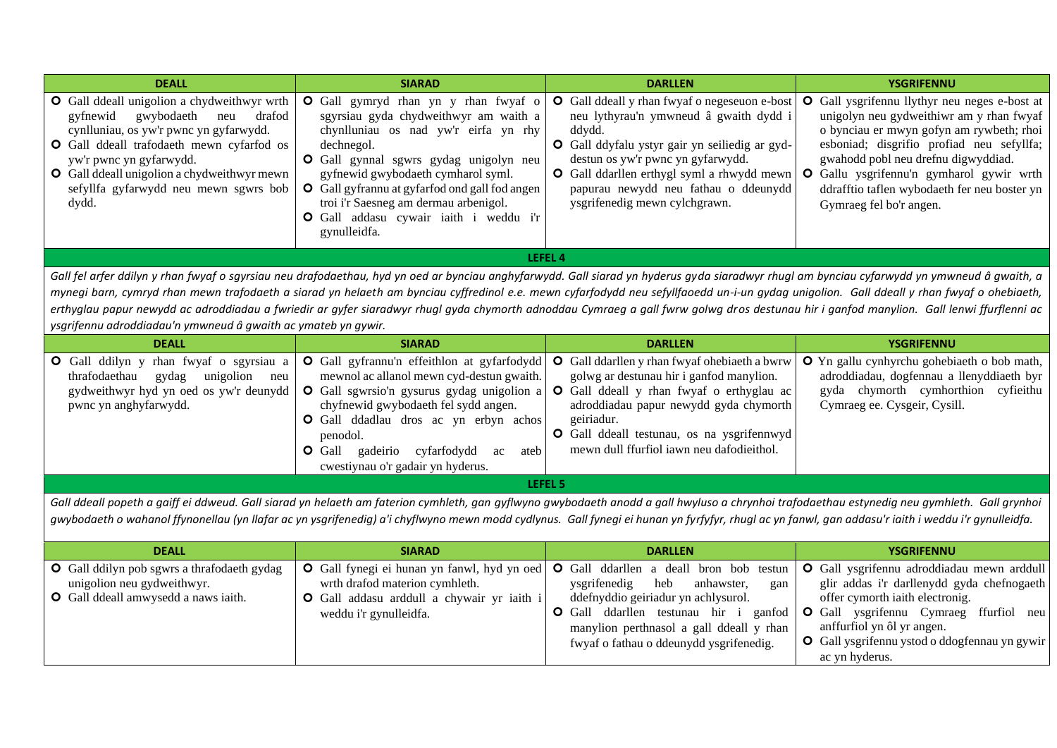| DEALL | SIARAD | DARLLEN | YSGRIFENNU |
|---|---|---|---|
| Gall ddeall unigolion a chydweithwyr wrth gyfnewid gwybodaeth neu drafod cynlluniau, os yw'r pwnc yn gyfarwydd.<br>Gall ddeall trafodaeth mewn cyfarfod os yw'r pwnc yn gyfarwydd.<br>Gall ddeall unigolion a chydweithwyr mewn sefyllfa gyfarwydd neu mewn sgwrs bob dydd. | Gall gymryd rhan yn y rhan fwyaf o sgyrsiau gyda chydweithwyr am waith a chynlluniau os nad yw'r eirfa yn rhy dechnegol.<br>Gall gynnal sgwrs gydag unigolyn neu gyfnewid gwybodaeth cymharol syml.<br>Gall gyfrannu at gyfarfod ond gall fod angen troi i'r Saesneg am dermau arbenigol.<br>Gall addasu cywair iaith i weddu i'r gynulleidfa. | Gall ddeall y rhan fwyaf o negeseuon e-bost neu lythyrau'n ymwneud â gwaith dydd i ddydd.<br>Gall ddyfalu ystyr gair yn seiliedig ar gyd-destun os yw'r pwnc yn gyfarwydd.<br>Gall ddarllen erthygl syml a rhwydd mewn papurau newydd neu fathau o ddeunydd ysgrifenedig mewn cylchgrawn. | Gall ysgrifennu llythyr neu neges e-bost at unigolyn neu gydweithiwr am y rhan fwyaf o bynciau er mwyn gofyn am rywbeth; rhoi esboniad; disgrifio profiad neu sefyllfa; gwahodd pobl neu drefnu digwyddiad.<br>Gallu ysgrifennu'n gymharol gywir wrth ddrafftio taflen wybodaeth fer neu boster yn Gymraeg fel bo'r angen. |

## LEFEL 4

*Gall fel arfer ddilyn y rhan fwyaf o sgyrsiau neu drafodaethau, hyd yn oed ar bynciau anghyfarwydd. Gall siarad yn hyderus gyda siaradwyr rhugl am bynciau cyfarwydd yn ymwneud â gwaith, a mynegi barn, cymryd rhan mewn trafodaeth a siarad yn helaeth am bynciau cyffredinol e.e. mewn cyfarfodydd neu sefyllfaoedd un-i-un gydag unigolion. Gall ddeall y rhan fwyaf o ohebiaeth, erthyglau papur newydd ac adroddiadau a fwriedir ar gyfer siaradwyr rhugl gyda chymorth adnoddau Cymraeg a gall fwrw golwg dros destunau hir i ganfod manylion. Gall lenwi ffurflenni ac ysgrifennu adroddiadau'n ymwneud â gwaith ac ymateb yn gywir.*

| DEALL | SIARAD | DARLLEN | YSGRIFENNU |
|---|---|---|---|
| Gall ddilyn y rhan fwyaf o sgyrsiau a thrafodaethau gydag unigolion neu gydweithwyr hyd yn oed os yw'r deunydd pwnc yn anghyfarwydd. | Gall gyfrannu'n effeithlon at gyfarfodydd mewnol ac allanol mewn cyd-destun gwaith.<br>Gall sgwrsio'n gysurus gydag unigolion a chyfnewid gwybodaeth fel sydd angen.<br>Gall ddadlau dros ac yn erbyn achos penodol.<br>Gall gadeirio cyfarfodydd ac ateb cwestiynau o'r gadair yn hyderus. | Gall ddarllen y rhan fwyaf ohebiaeth a bwrw golwg ar destunau hir i ganfod manylion.<br>Gall ddeall y rhan fwyaf o erthyglau ac adroddiadau papur newydd gyda chymorth geiriadur.<br>Gall ddeall testunau, os na ysgrifennwyd mewn dull ffurfiol iawn neu dafodieithol. | Yn gallu cynhyrchu gohebiaeth o bob math, adroddiadau, dogfennau a llenyddiaeth byr gyda chymorth cymhorthion cyfieithu Cymraeg ee. Cysgeir, Cysill. |

## LEFEL 5

*Gall ddeall popeth a gaiff ei ddweud. Gall siarad yn helaeth am faterion cymhleth, gan gyflwyno gwybodaeth anodd a gall hwyluso a chrynhoi trafodaethau estynedig neu gymhleth. Gall grynhoi gwybodaeth o wahanol ffynonellau (yn llafar ac yn ysgrifenedig) a'i chyflwyno mewn modd cydlynus. Gall fynegi ei hunan yn fyrfyfyr, rhugl ac yn fanwl, gan addasu'r iaith i weddu i'r gynulleidfa.*

| DEALL | SIARAD | DARLLEN | YSGRIFENNU |
|---|---|---|---|
| Gall ddilyn pob sgwrs a thrafodaeth gydag unigolion neu gydweithwyr.<br>Gall ddeall amwysedd a naws iaith. | Gall fynegi ei hunan yn fanwl, hyd yn oed wrth drafod materion cymhleth.<br>Gall addasu arddull a chywair yr iaith i weddu i'r gynulleidfa. | Gall ddarllen a deall bron bob testun ysgrifenedig heb anhawster, gan ddefnyddio geiriadur yn achlysurol.<br>Gall ddarllen testunau hir i ganfod manylion perthnasol a gall ddeall y rhan fwyaf o fathau o ddeunydd ysgrifenedig. | Gall ysgrifennu adroddiadau mewn arddull glir addas i'r darllenydd gyda chefnogaeth offer cymorth iaith electronig.<br>Gall ysgrifennu Cymraeg ffurfiol neu anffurfiol yn ôl yr angen.<br>Gall ysgrifennu ystod o ddogfennau yn gywir ac yn hyderus. |